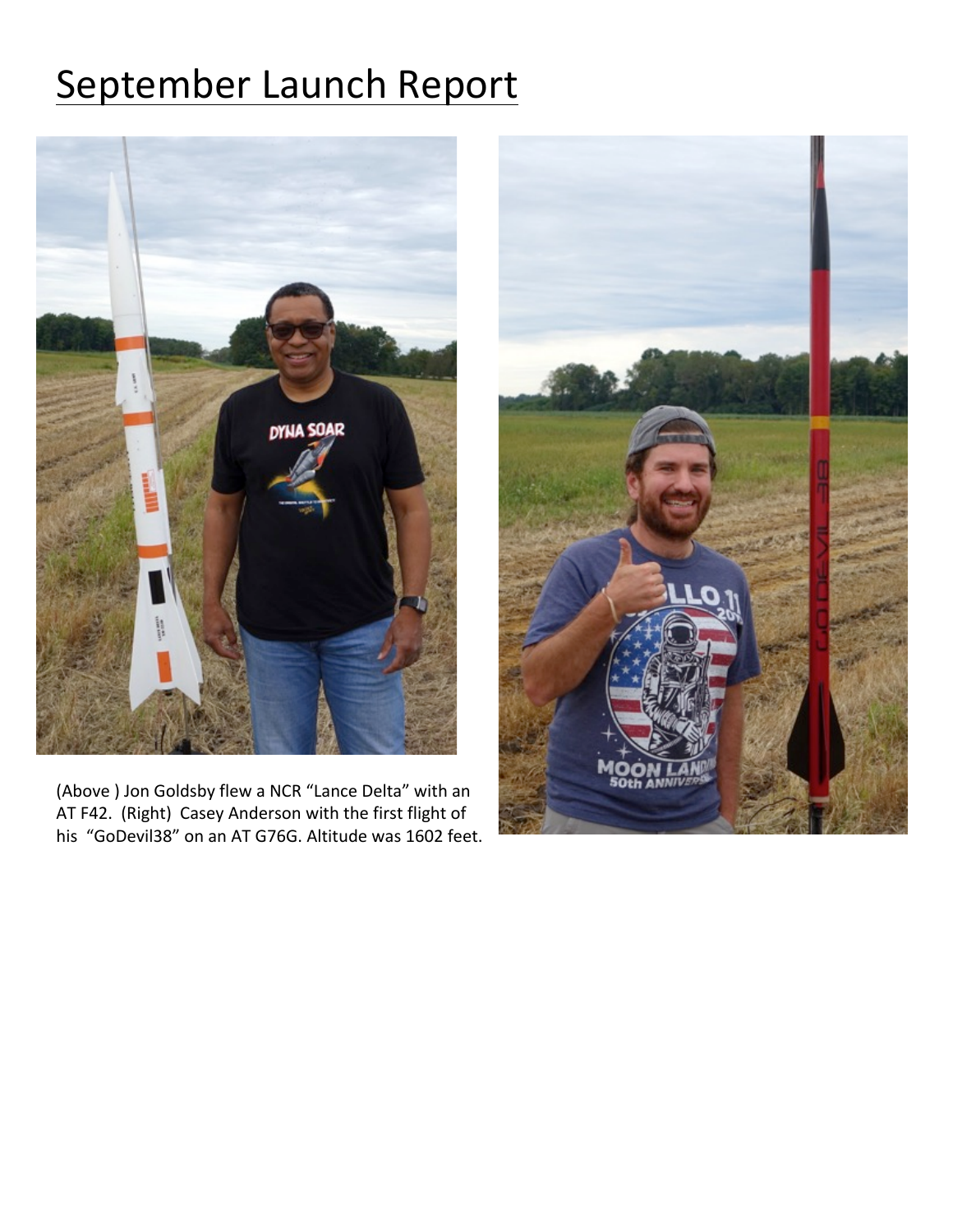# September Launch Report

(Above ) Jon Goldsby flew a NCR “Lance Delta” with an AT F42. (Right) Casey Anderson with the first flight of his “GoDevil38” on an AT G76G. Altitude was 1602 feet.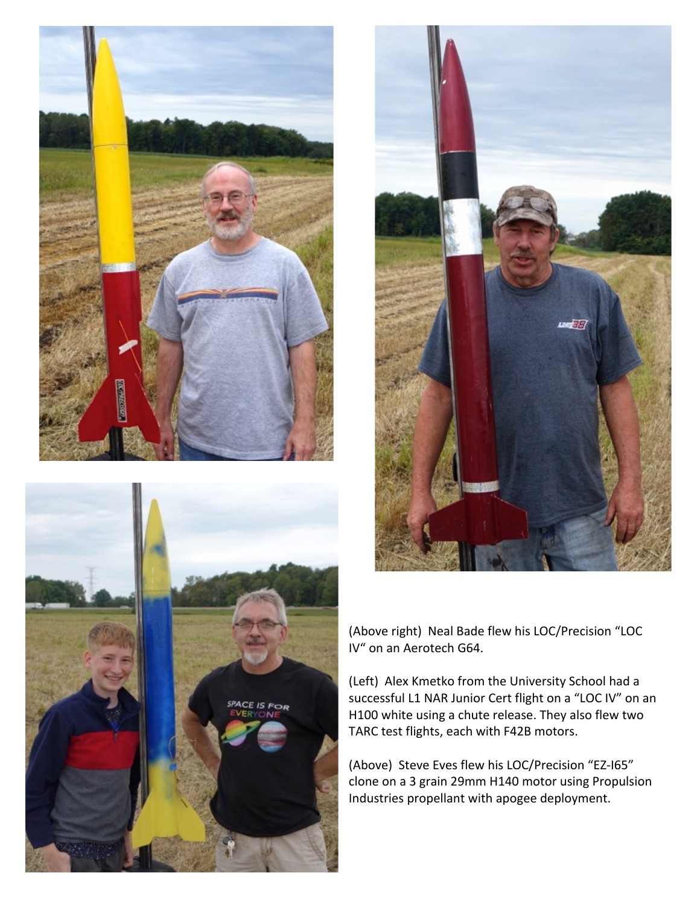(Above right) Neal Bade flew his LOC/Precision "LOC IV" on an Aerotech G64.

(Left) Alex Kmetko from the University School had a successful L1 NAR Junior Cert flight on a "LOC IV" on an H100 white using a chute release. They also flew two TARC test flights, each with F42B motors.

(Above) Steve Eves flew his LOC/Precision "EZ-I65" clone on a 3 grain 29mm H140 motor using Propulsion Industries propellant with apogee deployment.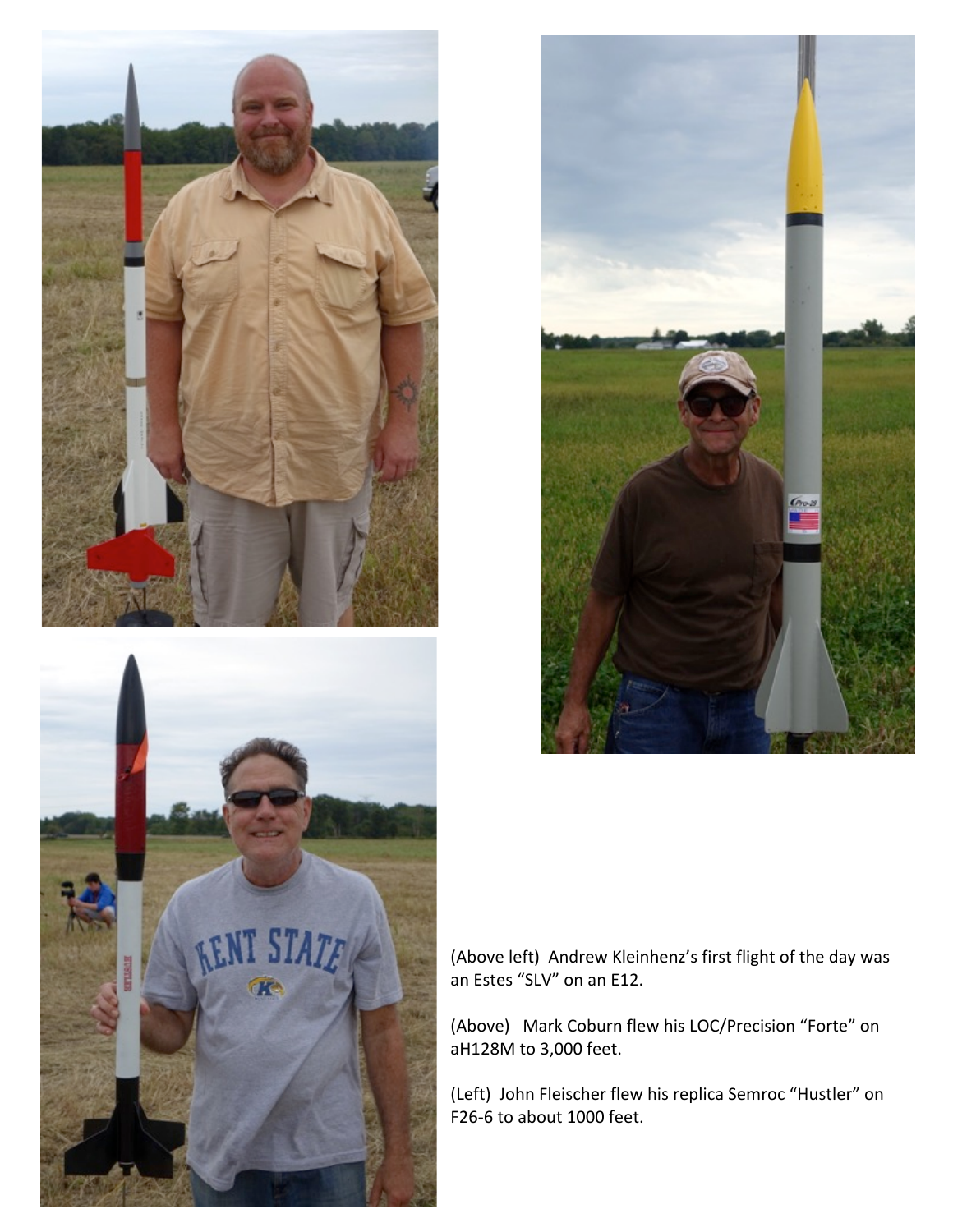(Above left) Andrew Kleinhenz's first flight of the day was an Estes "SLV" on an E12.

(Above) Mark Coburn flew his LOC/Precision "Forte" on aH128M to 3,000 feet.

(Left) John Fleischer flew his replica Semroc "Hustler" on F26-6 to about 1000 feet.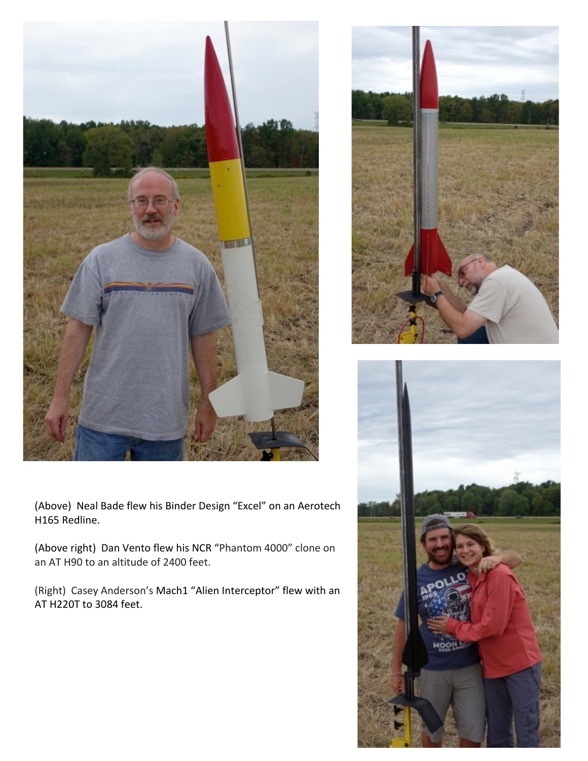(Above) Neal Bade flew his Binder Design “Excel” on an Aerotech H165 Redline.

(Above right) Dan Vento flew his NCR “Phantom 4000” clone on an AT H90 to an altitude of 2400 feet.

(Right) Casey Anderson’s Mach1 “Alien Interceptor” flew with an AT H220T to 3084 feet.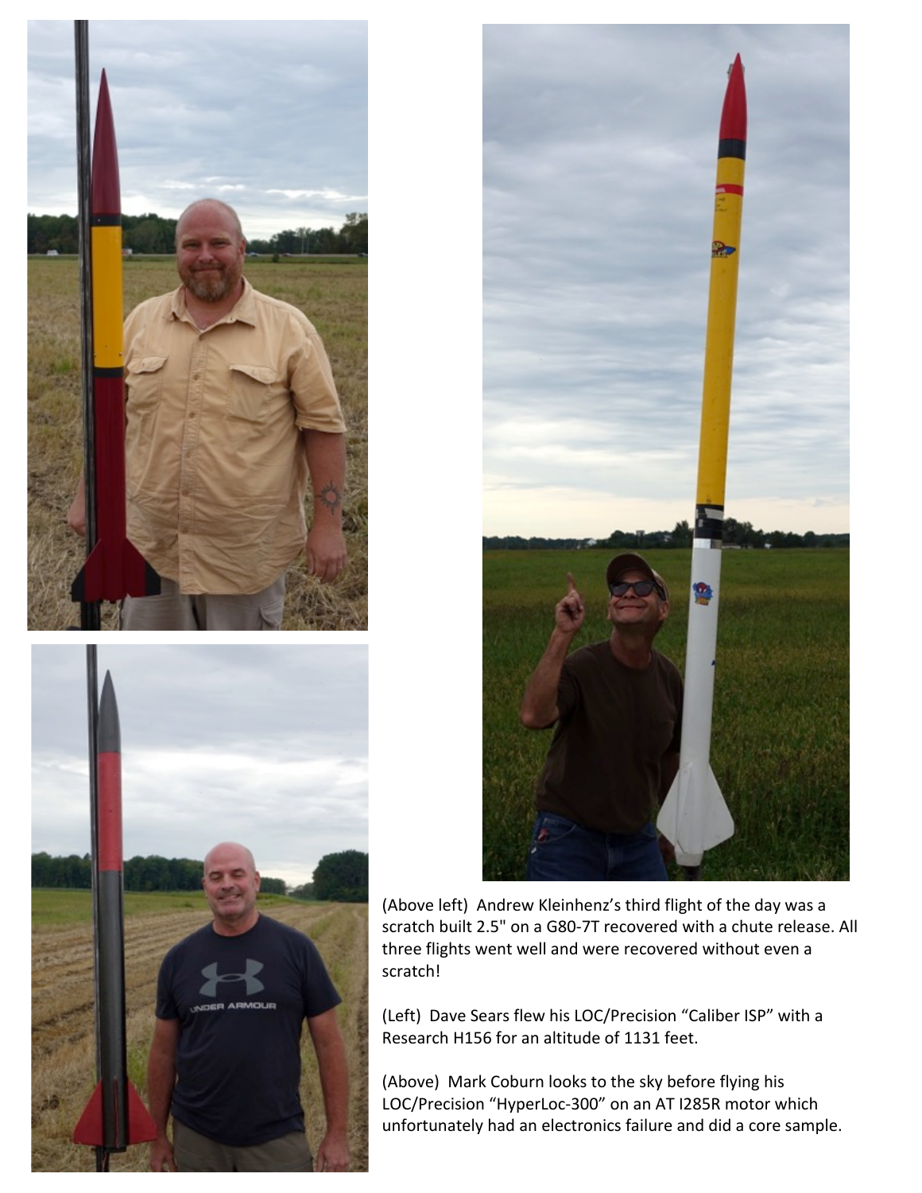(Above left) Andrew Kleinhenz's third flight of the day was a scratch built 2.5" on a G80-7T recovered with a chute release. All three flights went well and were recovered without even a scratch!

(Left) Dave Sears flew his LOC/Precision "Caliber ISP" with a Research H156 for an altitude of 1131 feet.

(Above) Mark Coburn looks to the sky before flying his LOC/Precision "HyperLoc-300" on an AT I285R motor which unfortunately had an electronics failure and did a core sample.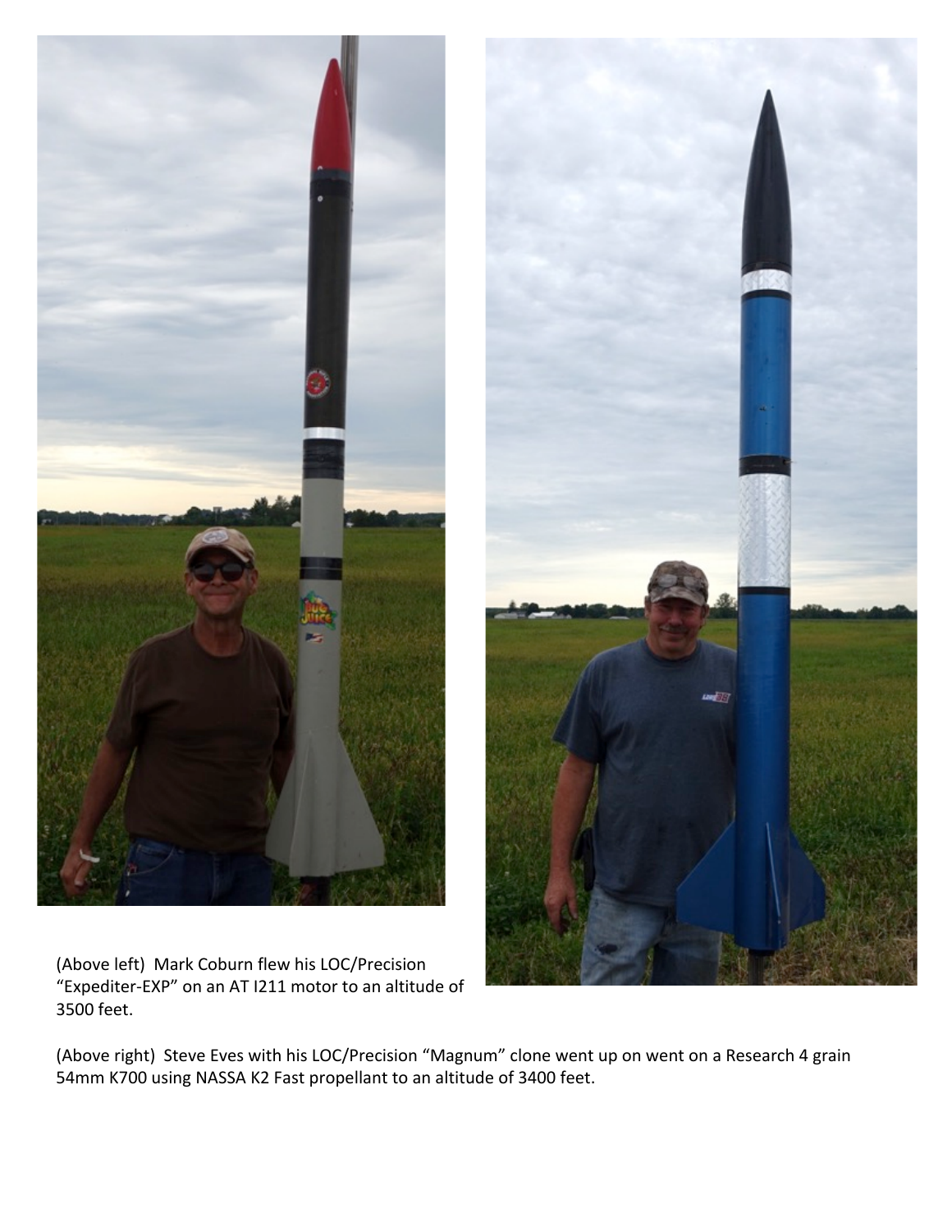(Above left) Mark Coburn flew his LOC/Precision "Expediter-EXP" on an AT I211 motor to an altitude of 3500 feet.

(Above right) Steve Eves with his LOC/Precision "Magnum" clone went up on went on a Research 4 grain 54mm K700 using NASSA K2 Fast propellant to an altitude of 3400 feet.